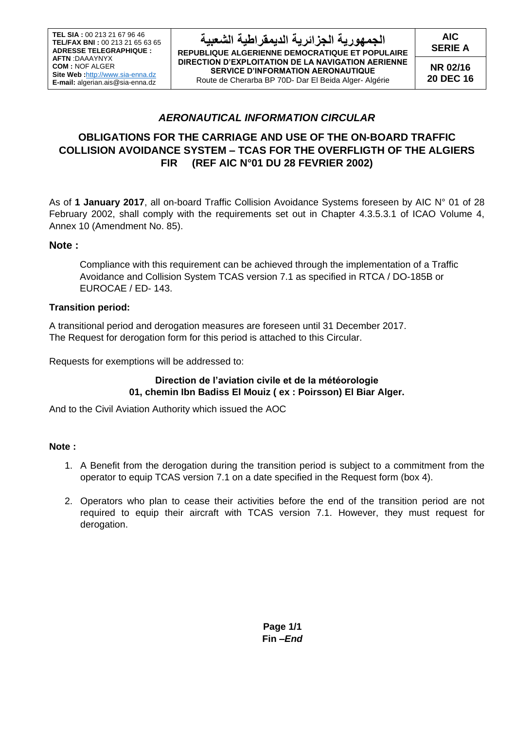| TEL SIA : 00 213 21 67 96 46<br>TEL/FAX BNI : 00 213 21 65 63 65<br>ADRESSE TELEGRAPHIQUE :<br>AFTN :DAAAYNYX<br>COM : NOF ALGER<br>Site Web :http://www.sia-enna.dz<br>E-mail: algerian.ais@sia-enna.dz | الجمهورية الجزائرية الديمقراطية الشعبية<br>REPUBLIQUE ALGERIENNE DEMOCRATIQUE ET POPULAIRE<br>DIRECTION D'EXPLOITATION DE LA NAVIGATION AERIENNE<br>SERVICE D'INFORMATION AERONAUTIQUE<br>Route de Cherarba BP 70D- Dar El Beida Alger- Algérie | AIC<br>SERIE A<br><br>NR 02/16<br>20 DEC 16 |
|---|---|---|

## *AERONAUTICAL INFORMATION CIRCULAR*

## OBLIGATIONS FOR THE CARRIAGE AND USE OF THE ON-BOARD TRAFFIC COLLISION AVOIDANCE SYSTEM – TCAS FOR THE OVERFLIGTH OF THE ALGIERS FIR (REF AIC N°01 DU 28 FEVRIER 2002)

As of **1 January 2017**, all on-board Traffic Collision Avoidance Systems foreseen by AIC N° 01 of 28 February 2002, shall comply with the requirements set out in Chapter 4.3.5.3.1 of ICAO Volume 4, Annex 10 (Amendment No. 85).

### Note :

Compliance with this requirement can be achieved through the implementation of a Traffic Avoidance and Collision System TCAS version 7.1 as specified in RTCA / DO-185B or EUROCAE / ED- 143.

**Transition period:**

A transitional period and derogation measures are foreseen until 31 December 2017.
The Request for derogation form for this period is attached to this Circular.

Requests for exemptions will be addressed to:

**Direction de l'aviation civile et de la météorologie**
**01, chemin Ibn Badiss El Mouiz ( ex : Poirsson) El Biar Alger.**

And to the Civil Aviation Authority which issued the AOC

**Note :**

1. A Benefit from the derogation during the transition period is subject to a commitment from the operator to equip TCAS version 7.1 on a date specified in the Request form (box 4).
2. Operators who plan to cease their activities before the end of the transition period are not required to equip their aircraft with TCAS version 7.1. However, they must request for derogation.

**Fin –*End***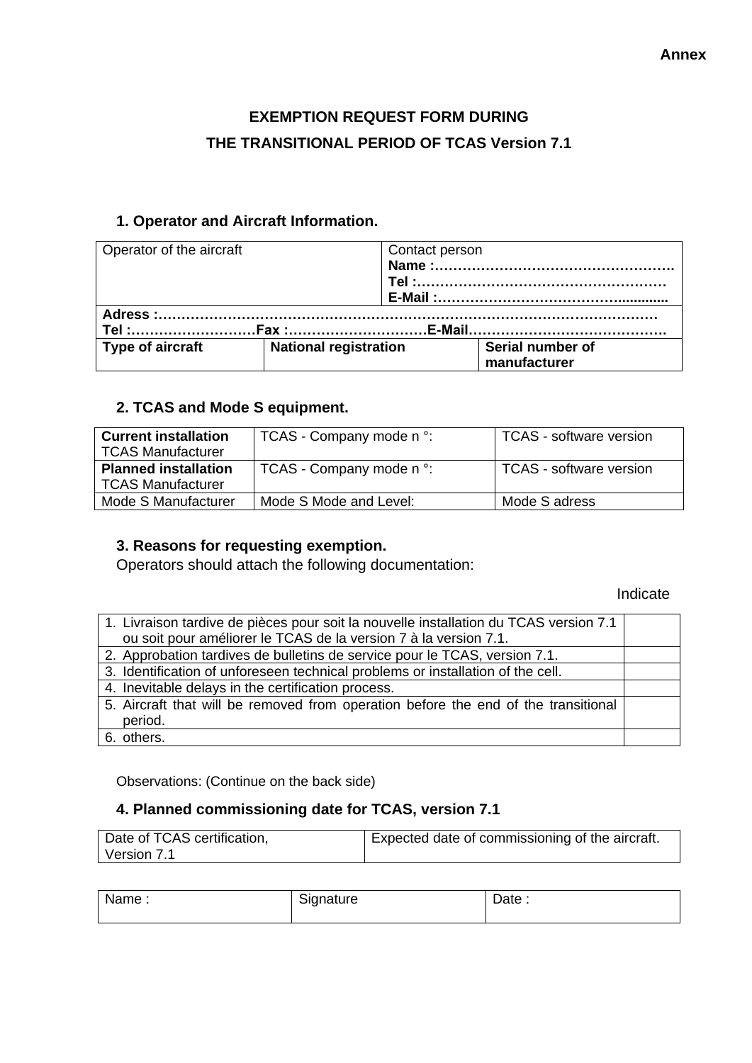**Annex**

## EXEMPTION REQUEST FORM DURING THE TRANSITIONAL PERIOD OF TCAS Version 7.1

### 1. Operator and Aircraft Information.

| | | |
|---|---|---|
| Operator of the aircraft | Contact person<br>**Name :…………………………………………….**<br>**Tel :………………………………………………**<br>**E-Mail :……………………………...........** | |
| **Adress :………………………………………………………………………………………………**<br>**Tel :………………………Fax :…………………………E-Mail…………………………………….** | | |
| **Type of aircraft** | **National registration** | **Serial number of manufacturer** |

### 2. TCAS and Mode S equipment.

| | | |
|---|---|---|
| **Current installation**<br>TCAS Manufacturer | TCAS - Company mode n °: | TCAS - software version |
| **Planned installation**<br>TCAS Manufacturer | TCAS - Company mode n °: | TCAS - software version |
| Mode S Manufacturer | Mode S Mode and Level: | Mode S adress |

### 3. Reasons for requesting exemption.

Operators should attach the following documentation:

| | Indicate |
|---|---|
| 1. Livraison tardive de pièces pour soit la nouvelle installation du TCAS version 7.1 ou soit pour améliorer le TCAS de la version 7 à la version 7.1. | |
| 2. Approbation tardives de bulletins de service pour le TCAS, version 7.1. | |
| 3. Identification of unforeseen technical problems or installation of the cell. | |
| 4. Inevitable delays in the certification process. | |
| 5. Aircraft that will be removed from operation before the end of the transitional period. | |
| 6. others. | |

Observations: (Continue on the back side)

### 4. Planned commissioning date for TCAS, version 7.1

| | |
|---|---|
| Date of TCAS certification, Version 7.1 | Expected date of commissioning of the aircraft. |

| | | |
|---|---|---|
| Name : | Signature | Date : |